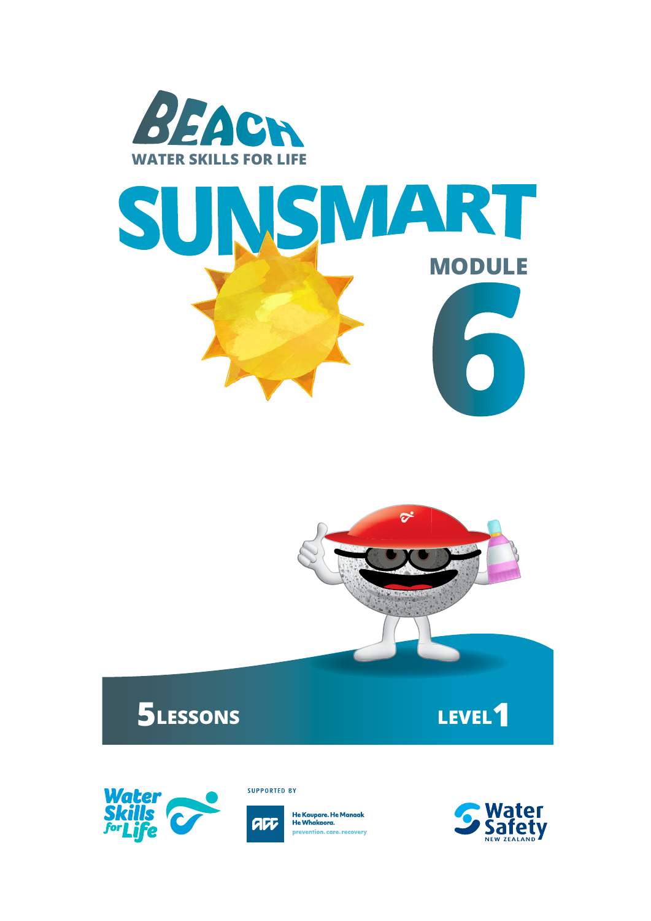# BEACH

WATER SKILLS FOR LIFE

# SUNSMART

## MODULE 6

**5 LESSONS** **LEVEL 1**

Water Skills for Life

SUPPORTED BY

ACC He Kaupare. He Manaaki. He Whakaora. prevention. care. recovery

Water Safety NEW ZEALAND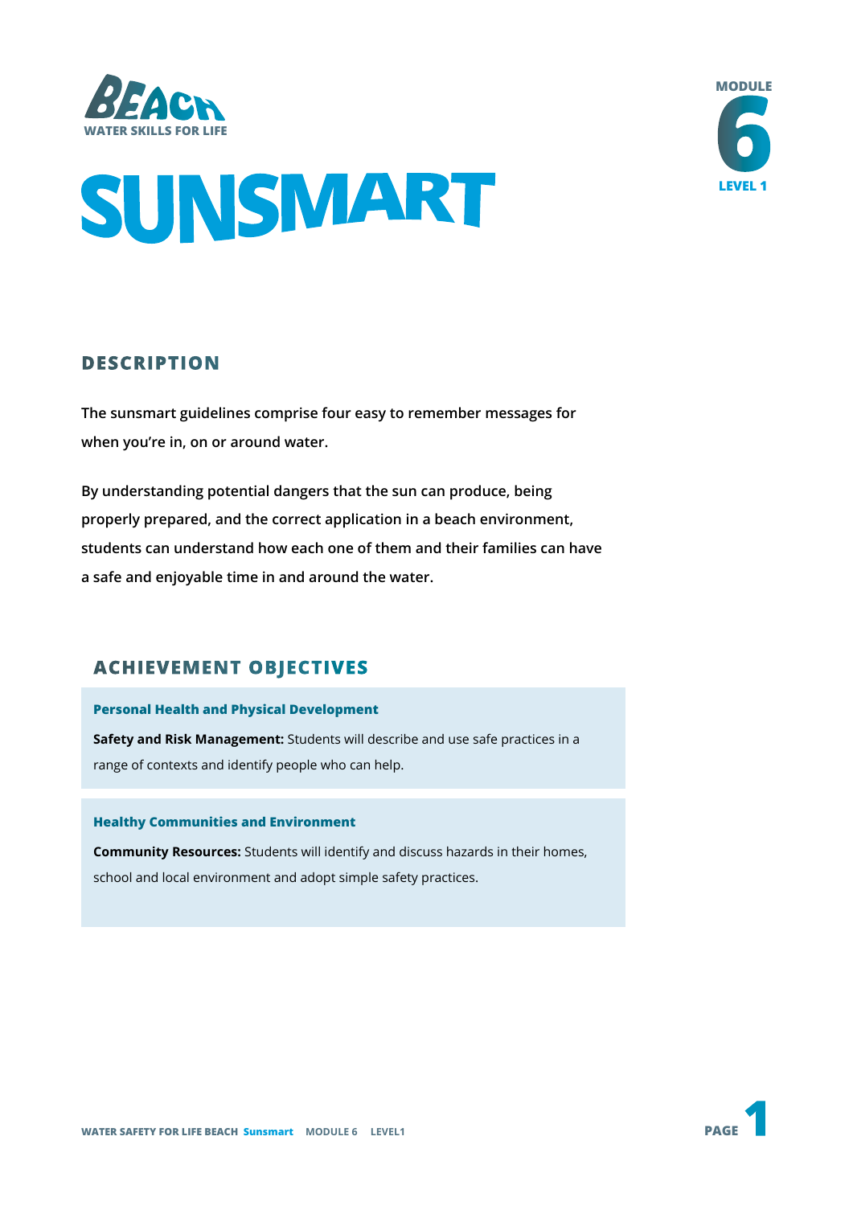BEACH
WATER SKILLS FOR LIFE

MODULE 6
LEVEL 1

# SUNSMART

## DESCRIPTION

**The sunsmart guidelines comprise four easy to remember messages for when you're in, on or around water.**

**By understanding potential dangers that the sun can produce, being properly prepared, and the correct application in a beach environment, students can understand how each one of them and their families can have a safe and enjoyable time in and around the water.**

## ACHIEVEMENT OBJECTIVES

### Personal Health and Physical Development

**Safety and Risk Management:** Students will describe and use safe practices in a range of contexts and identify people who can help.

### Healthy Communities and Environment

**Community Resources:** Students will identify and discuss hazards in their homes, school and local environment and adopt simple safety practices.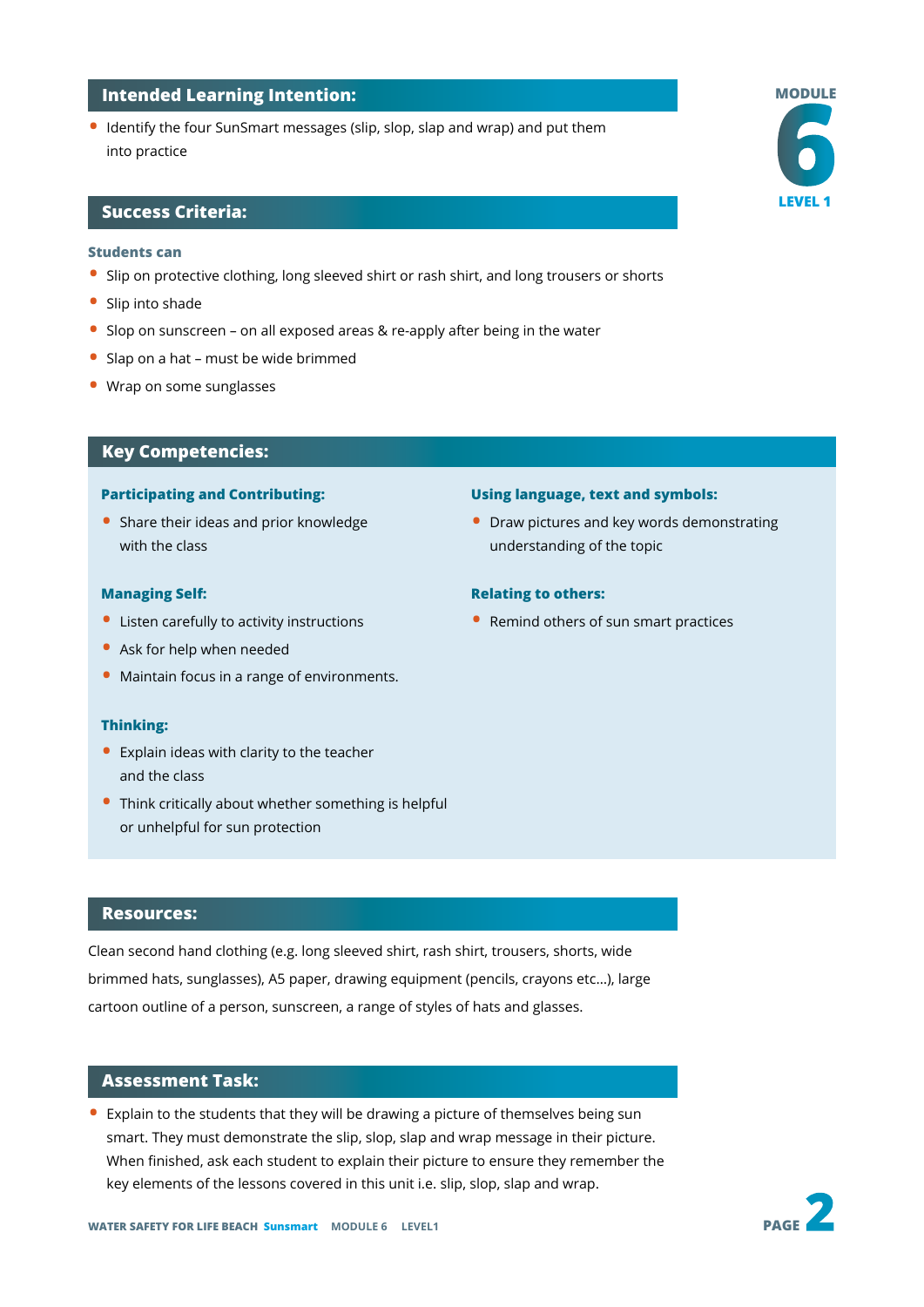**MODULE 6**
**LEVEL 1**

## Intended Learning Intention:

- Identify the four SunSmart messages (slip, slop, slap and wrap) and put them into practice

## Success Criteria:

**Students can**

- Slip on protective clothing, long sleeved shirt or rash shirt, and long trousers or shorts
- Slip into shade
- Slop on sunscreen – on all exposed areas & re-apply after being in the water
- Slap on a hat – must be wide brimmed
- Wrap on some sunglasses

## Key Competencies:

### Participating and Contributing:

- Share their ideas and prior knowledge with the class

### Managing Self:

- Listen carefully to activity instructions
- Ask for help when needed
- Maintain focus in a range of environments.

### Thinking:

- Explain ideas with clarity to the teacher and the class
- Think critically about whether something is helpful or unhelpful for sun protection

### Using language, text and symbols:

- Draw pictures and key words demonstrating understanding of the topic

### Relating to others:

- Remind others of sun smart practices

## Resources:

Clean second hand clothing (e.g. long sleeved shirt, rash shirt, trousers, shorts, wide brimmed hats, sunglasses), A5 paper, drawing equipment (pencils, crayons etc...), large cartoon outline of a person, sunscreen, a range of styles of hats and glasses.

## Assessment Task:

- Explain to the students that they will be drawing a picture of themselves being sun smart. They must demonstrate the slip, slop, slap and wrap message in their picture. When finished, ask each student to explain their picture to ensure they remember the key elements of the lessons covered in this unit i.e. slip, slop, slap and wrap.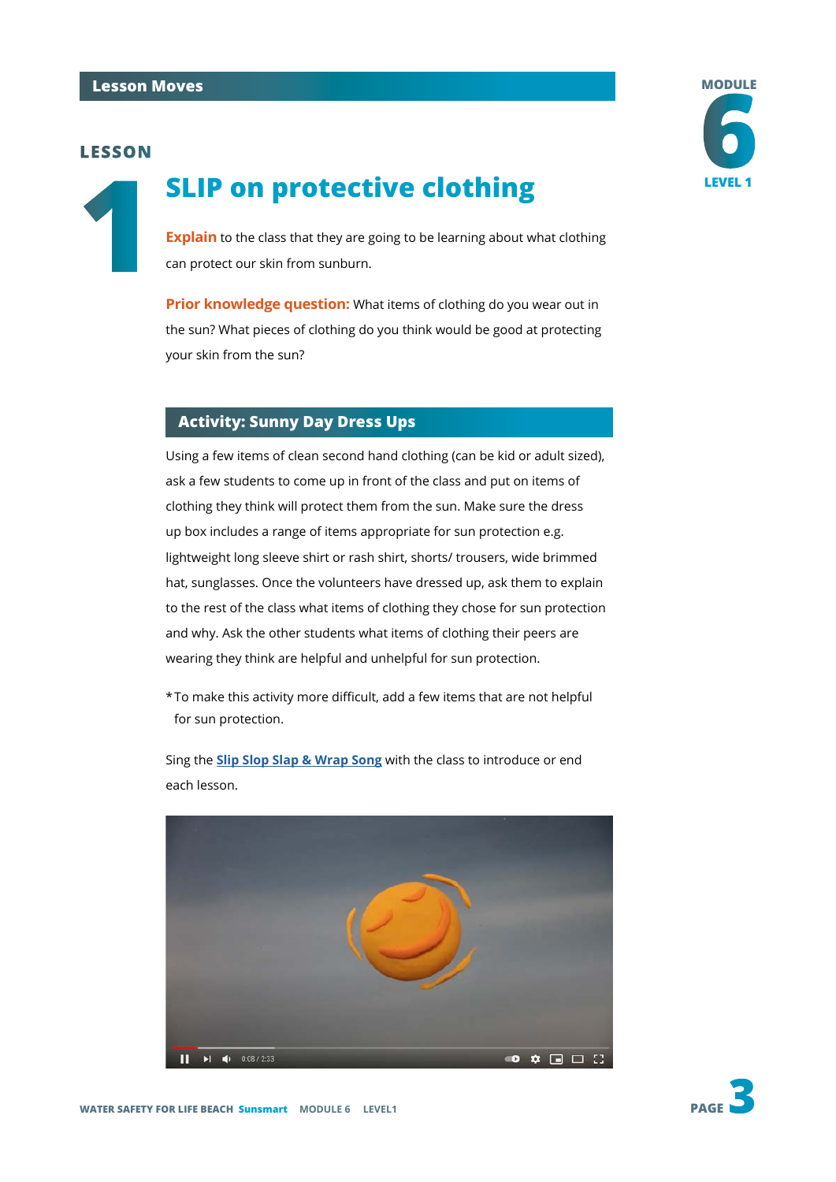## Lesson Moves

MODULE 6 LEVEL 1

# LESSON 1

## SLIP on protective clothing

**Explain** to the class that they are going to be learning about what clothing can protect our skin from sunburn.

**Prior knowledge question:** What items of clothing do you wear out in the sun? What pieces of clothing do you think would be good at protecting your skin from the sun?

### Activity: Sunny Day Dress Ups

Using a few items of clean second hand clothing (can be kid or adult sized), ask a few students to come up in front of the class and put on items of clothing they think will protect them from the sun. Make sure the dress up box includes a range of items appropriate for sun protection e.g. lightweight long sleeve shirt or rash shirt, shorts/ trousers, wide brimmed hat, sunglasses. Once the volunteers have dressed up, ask them to explain to the rest of the class what items of clothing they chose for sun protection and why. Ask the other students what items of clothing their peers are wearing they think are helpful and unhelpful for sun protection.

* To make this activity more difficult, add a few items that are not helpful for sun protection.

Sing the **Slip Slop Slap & Wrap Song** with the class to introduce or end each lesson.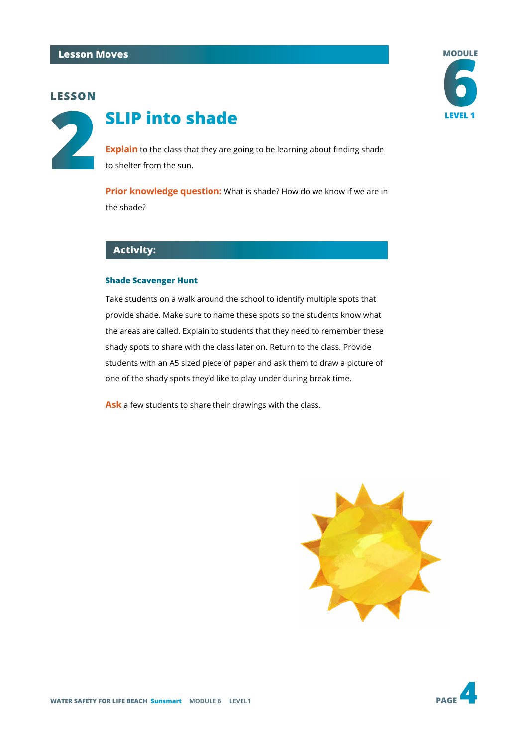## Lesson Moves

MODULE 6 LEVEL 1

# LESSON 2

# SLIP into shade

**Explain** to the class that they are going to be learning about finding shade to shelter from the sun.

**Prior knowledge question:** What is shade? How do we know if we are in the shade?

## Activity:

### Shade Scavenger Hunt

Take students on a walk around the school to identify multiple spots that provide shade. Make sure to name these spots so the students know what the areas are called. Explain to students that they need to remember these shady spots to share with the class later on. Return to the class. Provide students with an A5 sized piece of paper and ask them to draw a picture of one of the shady spots they'd like to play under during break time.

**Ask** a few students to share their drawings with the class.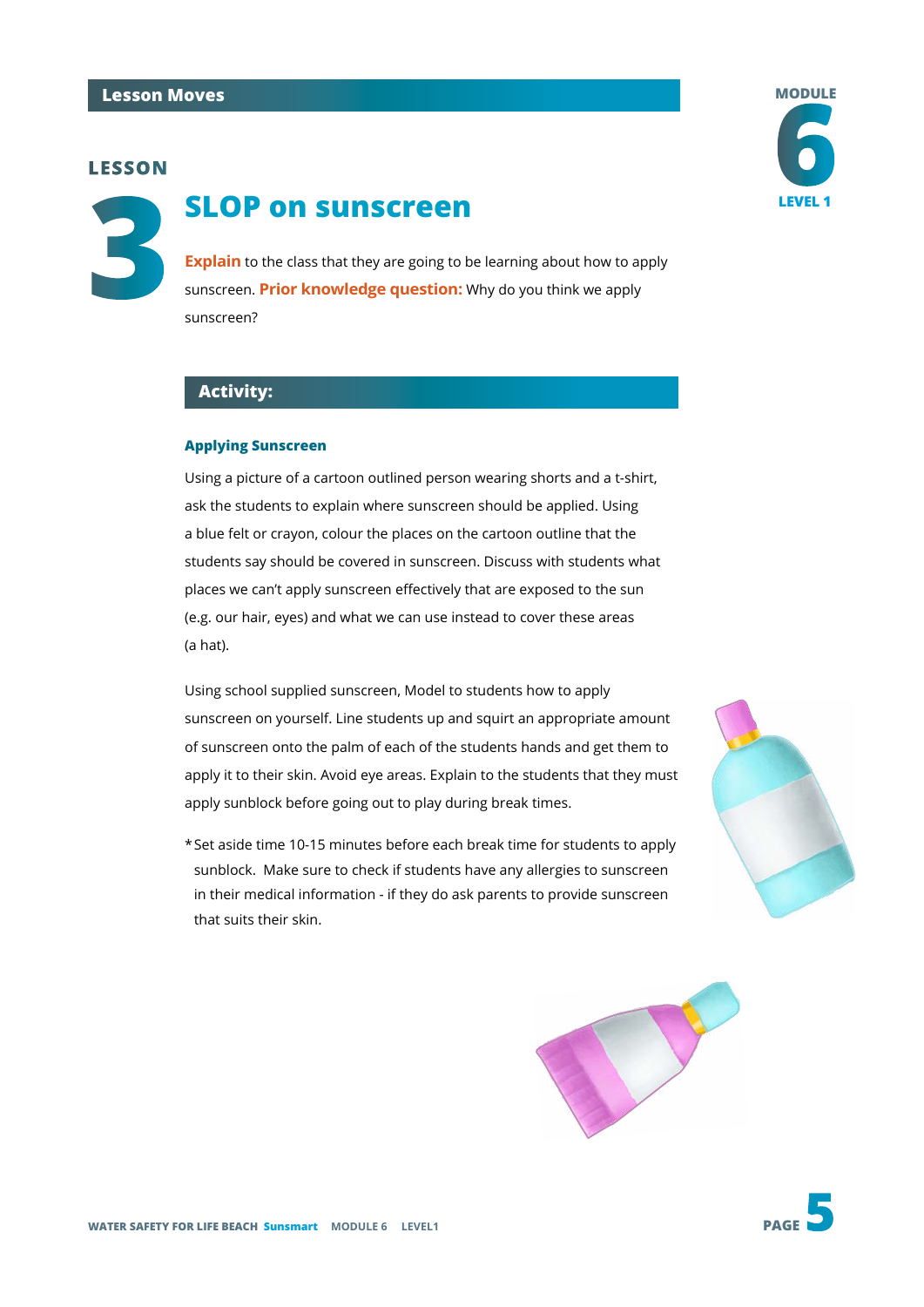## Lesson Moves

MODULE 6 LEVEL 1

# LESSON 3 SLOP on sunscreen

**Explain** to the class that they are going to be learning about how to apply sunscreen. **Prior knowledge question:** Why do you think we apply sunscreen?

## Activity:

### Applying Sunscreen

Using a picture of a cartoon outlined person wearing shorts and a t-shirt, ask the students to explain where sunscreen should be applied. Using a blue felt or crayon, colour the places on the cartoon outline that the students say should be covered in sunscreen. Discuss with students what places we can't apply sunscreen effectively that are exposed to the sun (e.g. our hair, eyes) and what we can use instead to cover these areas (a hat).

Using school supplied sunscreen, Model to students how to apply sunscreen on yourself. Line students up and squirt an appropriate amount of sunscreen onto the palm of each of the students hands and get them to apply it to their skin. Avoid eye areas. Explain to the students that they must apply sunblock before going out to play during break times.

*Set aside time 10-15 minutes before each break time for students to apply sunblock. Make sure to check if students have any allergies to sunscreen in their medical information - if they do ask parents to provide sunscreen that suits their skin.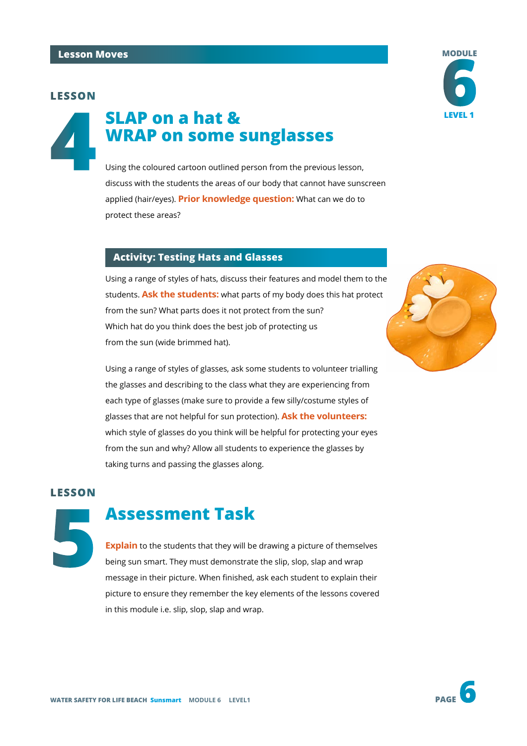## Lesson Moves

MODULE 6 LEVEL 1

### LESSON 4

# SLAP on a hat & WRAP on some sunglasses

Using the coloured cartoon outlined person from the previous lesson, discuss with the students the areas of our body that cannot have sunscreen applied (hair/eyes). **Prior knowledge question:** What can we do to protect these areas?

### Activity: Testing Hats and Glasses

Using a range of styles of hats, discuss their features and model them to the students. **Ask the students:** what parts of my body does this hat protect from the sun? What parts does it not protect from the sun? Which hat do you think does the best job of protecting us from the sun (wide brimmed hat).

Using a range of styles of glasses, ask some students to volunteer trialling the glasses and describing to the class what they are experiencing from each type of glasses (make sure to provide a few silly/costume styles of glasses that are not helpful for sun protection). **Ask the volunteers:** which style of glasses do you think will be helpful for protecting your eyes from the sun and why? Allow all students to experience the glasses by taking turns and passing the glasses along.

### LESSON 5

# Assessment Task

**Explain** to the students that they will be drawing a picture of themselves being sun smart. They must demonstrate the slip, slop, slap and wrap message in their picture. When finished, ask each student to explain their picture to ensure they remember the key elements of the lessons covered in this module i.e. slip, slop, slap and wrap.